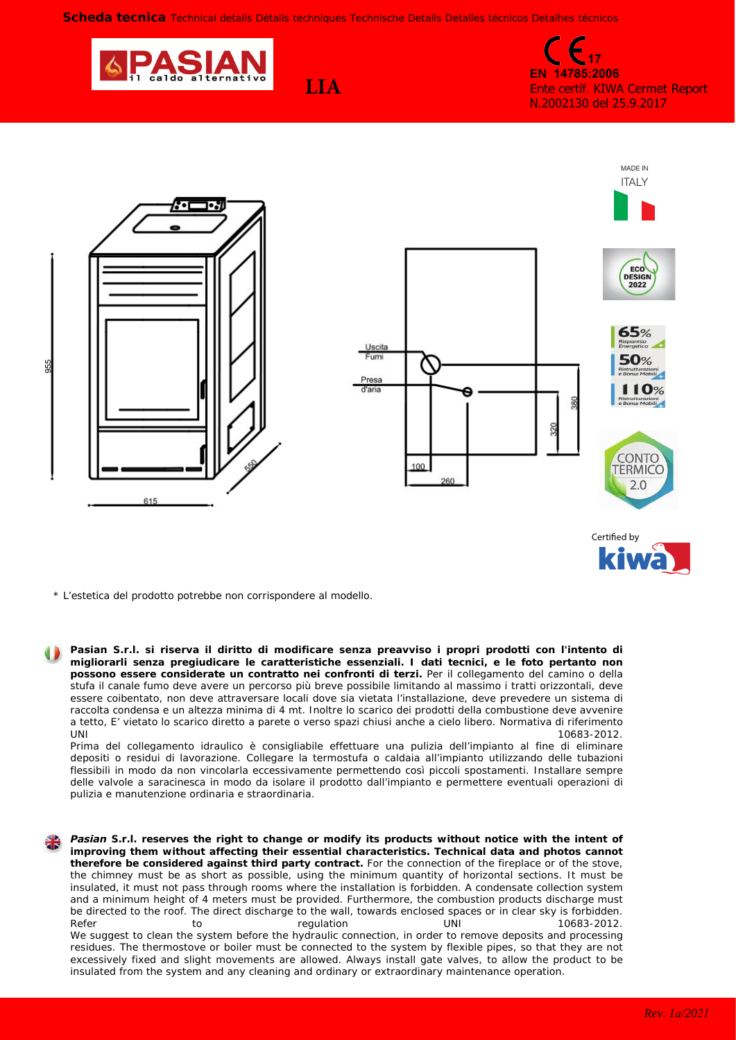**Scheda tecnica** Technical details Détails techniques Technische Details Detalles técnicos Detalhes técnicos

PASIAN il caldo alternativo

# LIA

CE 17
**EN 14785:2006**
Ente certif. KIWA Cermet Report N.2002130 del 25.9.2017

MADE IN ITALY

ECO DESIGN 2022

65% Risparmio Energetico
50% Ristrutturazioni e Bonus Mobili
110% Ristrutturazioni e Bonus Mobili

CONTO TERMICO 2.0

Certified by kiwa

955
615
550

Uscita Fumi
Presa d'aria
100
260
320
380

\* L'estetica del prodotto potrebbe non corrispondere al modello.

**Pasian S.r.l. si riserva il diritto di modificare senza preavviso i propri prodotti con l'intento di migliorarli senza pregiudicare le caratteristiche essenziali. I dati tecnici, e le foto pertanto non possono essere considerate un contratto nei confronti di terzi.** Per il collegamento del camino o della stufa il canale fumo deve avere un percorso più breve possibile limitando al massimo i tratti orizzontali, deve essere coibentato, non deve attraversare locali dove sia vietata l'installazione, deve prevedere un sistema di raccolta condensa e un altezza minima di 4 mt. Inoltre lo scarico dei prodotti della combustione deve avvenire a tetto, E' vietato lo scarico diretto a parete o verso spazi chiusi anche a cielo libero. Normativa di riferimento UNI 10683-2012.
Prima del collegamento idraulico è consigliabile effettuare una pulizia dell'impianto al fine di eliminare depositi o residui di lavorazione. Collegare la termostufa o caldaia all'impianto utilizzando delle tubazioni flessibili in modo da non vincolarla eccessivamente permettendo così piccoli spostamenti. Installare sempre delle valvole a saracinesca in modo da isolare il prodotto dall'impianto e permettere eventuali operazioni di pulizia e manutenzione ordinaria e straordinaria.

***Pasian* S.r.l. reserves the right to change or modify its products without notice with the intent of improving them without affecting their essential characteristics. Technical data and photos cannot therefore be considered against third party contract.** For the connection of the fireplace or of the stove, the chimney must be as short as possible, using the minimum quantity of horizontal sections. It must be insulated, it must not pass through rooms where the installation is forbidden. A condensate collection system and a minimum height of 4 meters must be provided. Furthermore, the combustion products discharge must be directed to the roof. The direct discharge to the wall, towards enclosed spaces or in clear sky is forbidden. Refer to regulation UNI 10683-2012.
We suggest to clean the system before the hydraulic connection, in order to remove deposits and processing residues. The thermostove or boiler must be connected to the system by flexible pipes, so that they are not excessively fixed and slight movements are allowed. Always install gate valves, to allow the product to be insulated from the system and any cleaning and ordinary or extraordinary maintenance operation.

*Rev. 1a/2021*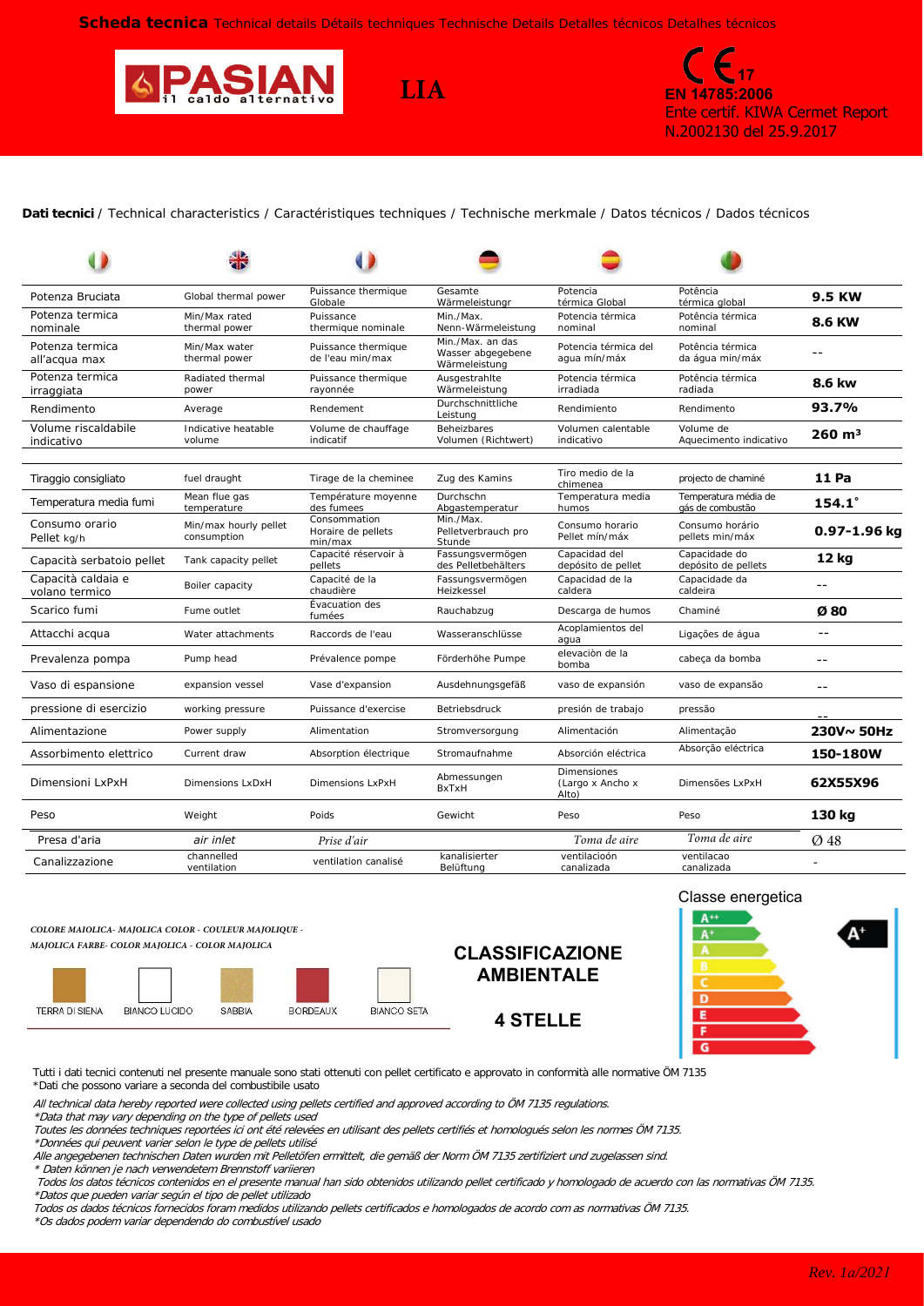**Scheda tecnica** Technical details Détails techniques Technische Details Detalles técnicos Detalhes técnicos

PASIAN il caldo alternativo

# LIA

CE 17
**EN 14785:2006**
Ente certif. KIWA Cermet Report N.2002130 del 25.9.2017

**Dati tecnici** / Technical characteristics / Caractéristiques techniques / Technische merkmale / Datos técnicos / Dados técnicos

| | | | | | | |
|---|---|---|---|---|---|---|
| Potenza Bruciata | Global thermal power | Puissance thermique Globale | Gesamte Wärmeleistungr | Potencia térmica Global | Potência térmica global | **9.5 KW** |
| Potenza termica nominale | Min/Max rated thermal power | Puissance thermique nominale | Min./Max. Nenn-Wärmeleistung | Potencia térmica nominal | Potência térmica nominal | **8.6 KW** |
| Potenza termica all'acqua max | Min/Max water thermal power | Puissance thermique de l'eau min/max | Min./Max. an das Wasser abgegebene Wärmeleistung | Potencia térmica del agua mín/máx | Potência térmica da água mín/máx | -- |
| Potenza termica irraggiata | Radiated thermal power | Puissance thermique rayonnée | Ausgestrahlte Wärmeleistung | Potencia térmica irradiada | Potência térmica radiada | **8.6 kw** |
| Rendimento | Average | Rendement | Durchschnittliche Leistung | Rendimiento | Rendimento | **93.7%** |
| Volume riscaldabile indicativo | Indicative heatable volume | Volume de chauffage indicatif | Beheizbares Volumen (Richtwert) | Volumen calentable indicativo | Volume de Aquecimento indicativo | **260 m³** |
| Tiraggio consigliato | fuel draught | Tirage de la cheminee | Zug des Kamins | Tiro medio de la chimenea | projecto de chaminé | **11 Pa** |
| Temperatura media fumi | Mean flue gas temperature | Température moyenne des fumees | Durchschn Abgastemperatur | Temperatura media humos | Temperatura média de gás de combustão | **154.1°** |
| Consumo orario Pellet kg/h | Min/max hourly pellet consumption | Consommation Horaire de pellets min/max | Min./Max. Pelletverbrauch pro Stunde | Consumo horario Pellet mín/máx | Consumo horário pellets mín/máx | **0.97-1.96 kg** |
| Capacità serbatoio pellet | Tank capacity pellet | Capacité réservoir à pellets | Fassungsvermögen des Pelletbehälters | Capacidad del depósito de pellet | Capacidade do depósito de pellets | **12 kg** |
| Capacità caldaia e volano termico | Boiler capacity | Capacité de la chaudière | Fassungsvermögen Heizkessel | Capacidad de la caldera | Capacidade da caldeira | -- |
| Scarico fumi | Fume outlet | Évacuation des fumées | Rauchabzug | Descarga de humos | Chaminé | **Ø 80** |
| Attacchi acqua | Water attachments | Raccords de l'eau | Wasseranschlüsse | Acoplamientos del agua | Ligações de água | -- |
| Prevalenza pompa | Pump head | Prévalence pompe | Förderhöhe Pumpe | elevaciòn de la bomba | cabeça da bomba | -- |
| Vaso di espansione | expansion vessel | Vase d'expansion | Ausdehnungsgefäß | vaso de expansión | vaso de expansão | -- |
| pressione di esercizio | working pressure | Puissance d'exercise | Betriebsdruck | presión de trabajo | pressão | -- |
| Alimentazione | Power supply | Alimentation | Stromversorgung | Alimentación | Alimentação | **230V~ 50Hz** |
| Assorbimento elettrico | Current draw | Absorption électrique | Stromaufnahme | Absorción eléctrica | Absorção eléctrica | **150-180W** |
| Dimensioni LxPxH | Dimensions LxDxH | Dimensions LxPxH | Abmessungen BxTxH | Dimensiones (Largo x Ancho x Alto) | Dimensões LxPxH | **62X55X96** |
| Peso | Weight | Poids | Gewicht | Peso | Peso | **130 kg** |
| Presa d'aria | *air inlet* | *Prise d'air* | | *Toma de aire* | *Toma de aire* | Ø 48 |
| Canalizzazione | channelled ventilation | ventilation canalisé | kanalisierter Belüftung | ventilacioón canalizada | ventilacao canalizada | - |

*COLORE MAIOLICA- MAJOLICA COLOR - COULEUR MAJOLIQUE - MAJOLICA FARBE- COLOR MAJOLICA - COLOR MAJOLICA*

TERRA DI SIENA — BIANCO LUCIDO — SABBIA — BORDEAUX — BIANCO SETA

**CLASSIFICAZIONE AMBIENTALE**

**4 STELLE**

Classe energetica

A++
A+
A
B
C
D
E
F
G

A+

Tutti i dati tecnici contenuti nel presente manuale sono stati ottenuti con pellet certificato e approvato in conformità alle normative ÖM 7135
*Dati che possono variare a seconda del combustibile usato

*All technical data hereby reported were collected using pellets certified and approved according to ÖM 7135 regulations.*
*\*Data that may vary depending on the type of pellets used*
*Toutes les données techniques reportées ici ont été relevées en utilisant des pellets certifiés et homologués selon les normes ÖM 7135.*
*\*Données qui peuvent varier selon le type de pellets utilisé*
*Alle angegebenen technischen Daten wurden mit Pelletöfen ermittelt, die gemäß der Norm ÖM 7135 zertifiziert und zugelassen sind.*
*\* Daten können je nach verwendetem Brennstoff variieren*
*Todos los datos técnicos contenidos en el presente manual han sido obtenidos utilizando pellet certificado y homologado de acuerdo con las normativas ÖM 7135.*
*\*Datos que pueden variar según el tipo de pellet utilizado*
*Todos os dados técnicos fornecidos foram medidos utilizando pellets certificados e homologados de acordo com as normativas ÖM 7135.*
*\*Os dados podem variar dependendo do combustível usado*

*Rev. 1a/2021*